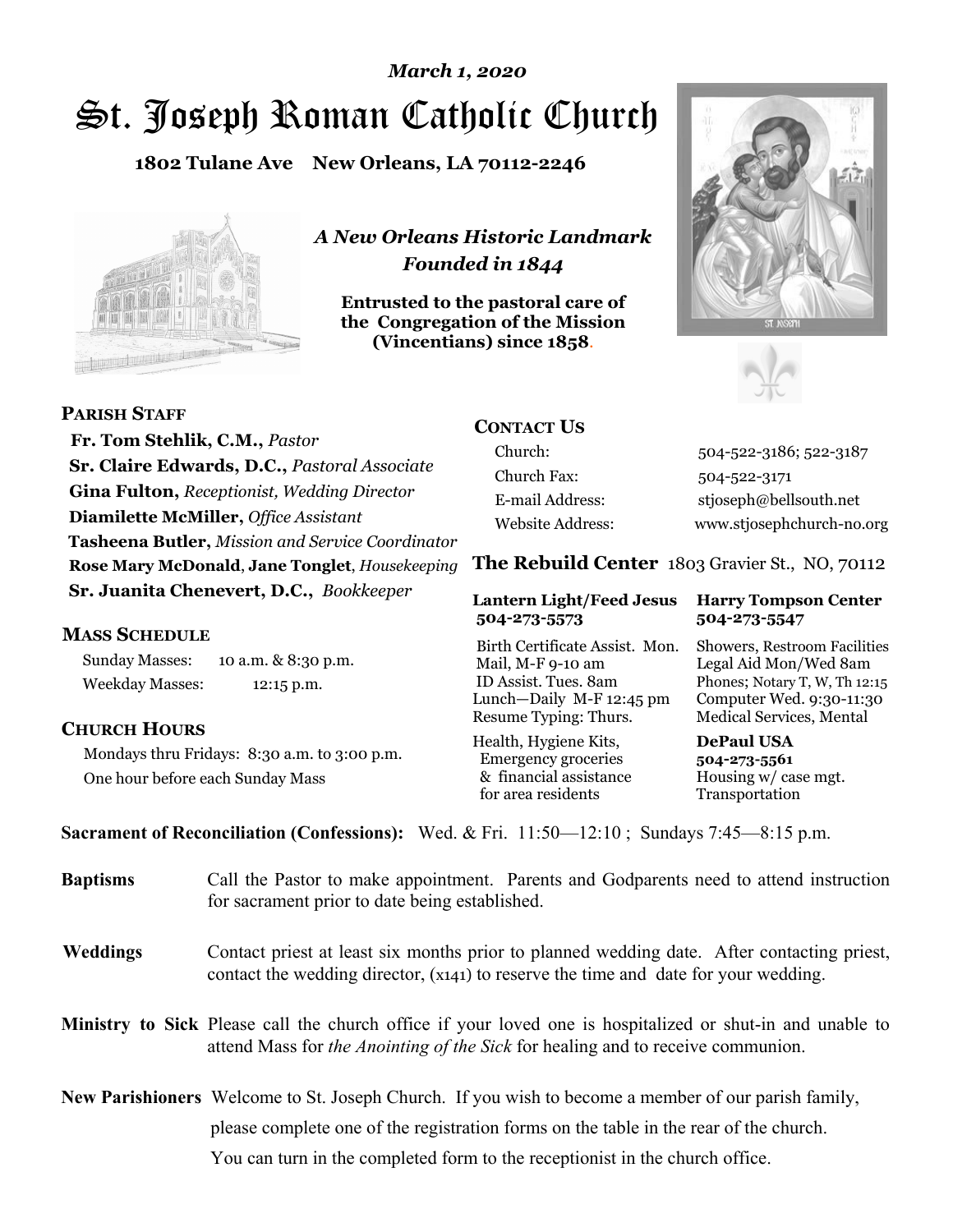*March 1, 2020*

# St. Joseph Roman Catholic Church

**1802 Tulane Ave New Orleans, LA 70112-2246**

*A New Orleans Historic Landmark*
*Founded in 1844*

**Entrusted to the pastoral care of the Congregation of the Mission (Vincentians) since 1858.**

## PARISH STAFF

**Fr. Tom Stehlik, C.M.,** *Pastor*
**Sr. Claire Edwards, D.C.,** *Pastoral Associate*
**Gina Fulton,** *Receptionist, Wedding Director*
**Diamilette McMiller,** *Office Assistant*
**Tasheena Butler,** *Mission and Service Coordinator*
**Rose Mary McDonald**, **Jane Tonglet**, *Housekeeping*
**Sr. Juanita Chenevert, D.C.,** *Bookkeeper*

## MASS SCHEDULE

Sunday Masses: 10 a.m. & 8:30 p.m.
Weekday Masses: 12:15 p.m.

## CHURCH HOURS

Mondays thru Fridays: 8:30 a.m. to 3:00 p.m.
One hour before each Sunday Mass

## CONTACT US

| | |
|---|---|
| Church: | 504-522-3186; 522-3187 |
| Church Fax: | 504-522-3171 |
| E-mail Address: | stjoseph@bellsouth.net |
| Website Address: | www.stjosephchurch-no.org |

## The Rebuild Center 1803 Gravier St., NO, 70112

| **Lantern Light/Feed Jesus 504-273-5573** | **Harry Tompson Center 504-273-5547** |
|---|---|
| Birth Certificate Assist. Mon. Mail, M-F 9-10 am ID Assist. Tues. 8am Lunch—Daily M-F 12:45 pm Resume Typing: Thurs. | Showers, Restroom Facilities Legal Aid Mon/Wed 8am Phones; Notary T, W, Th 12:15 Computer Wed. 9:30-11:30 Medical Services, Mental |
| Health, Hygiene Kits, Emergency groceries & financial assistance for area residents | **DePaul USA 504-273-5561** Housing w/ case mgt. Transportation |

**Sacrament of Reconciliation (Confessions):** Wed. & Fri. 11:50—12:10 ; Sundays 7:45—8:15 p.m.

**Baptisms** Call the Pastor to make appointment. Parents and Godparents need to attend instruction for sacrament prior to date being established.

**Weddings** Contact priest at least six months prior to planned wedding date. After contacting priest, contact the wedding director, (x141) to reserve the time and date for your wedding.

**Ministry to Sick** Please call the church office if your loved one is hospitalized or shut-in and unable to attend Mass for *the Anointing of the Sick* for healing and to receive communion.

**New Parishioners** Welcome to St. Joseph Church. If you wish to become a member of our parish family, please complete one of the registration forms on the table in the rear of the church. You can turn in the completed form to the receptionist in the church office.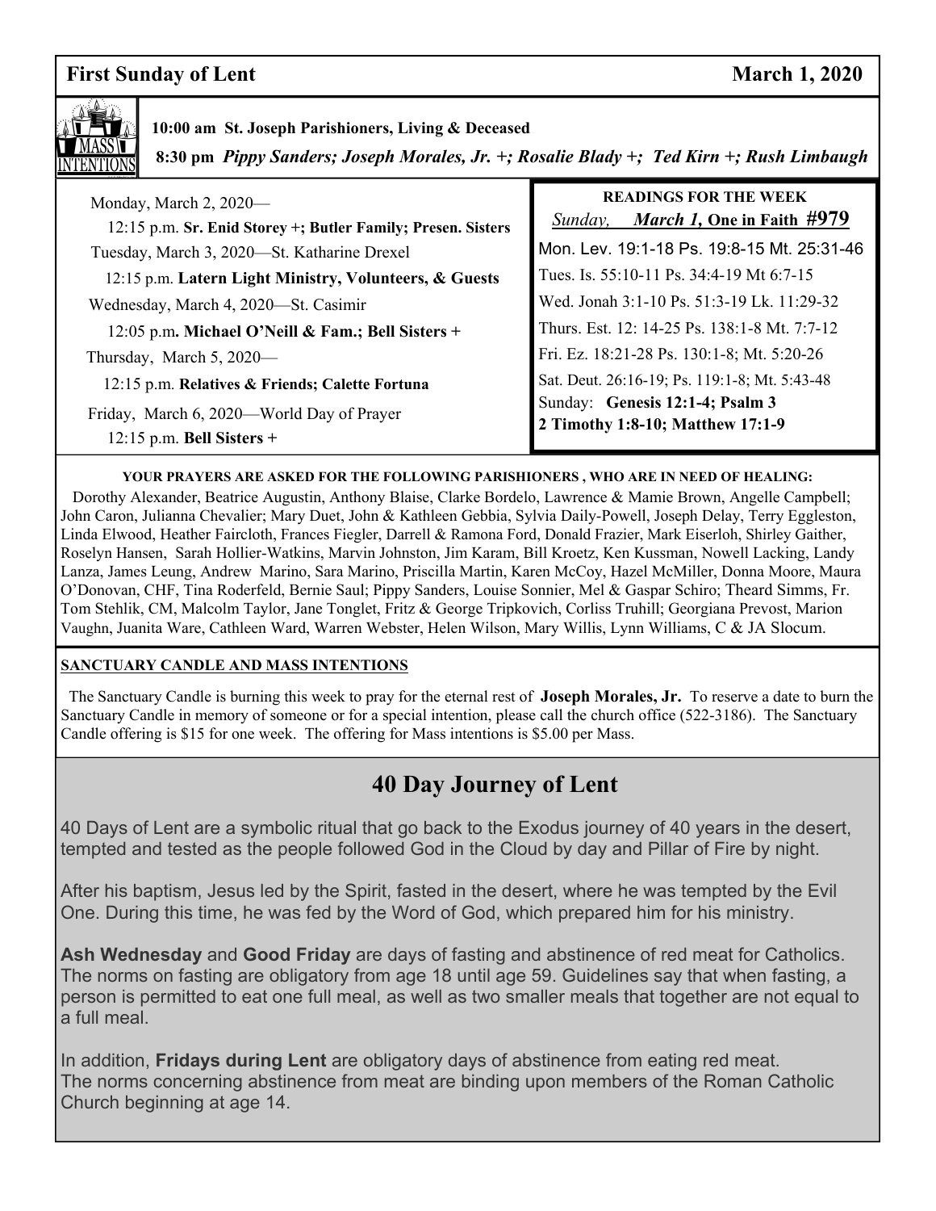**First Sunday of Lent** **March 1, 2020**

**10:00 am St. Joseph Parishioners, Living & Deceased**

**8:30 pm** ***Pippy Sanders; Joseph Morales, Jr. +; Rosalie Blady +; Ted Kirn +; Rush Limbaugh***

Monday, March 2, 2020—

12:15 p.m. **Sr. Enid Storey +; Butler Family; Presen. Sisters**

Tuesday, March 3, 2020—St. Katharine Drexel

12:15 p.m. **Latern Light Ministry, Volunteers, & Guests**

Wednesday, March 4, 2020—St. Casimir

12:05 p.m**. Michael O'Neill & Fam.; Bell Sisters +**

Thursday, March 5, 2020—

12:15 p.m. **Relatives & Friends; Calette Fortuna**

Friday, March 6, 2020—World Day of Prayer

12:15 p.m. **Bell Sisters +**

**READINGS FOR THE WEEK**

*Sunday,* ***March 1,*** **One in Faith #979**

Mon. Lev. 19:1-18 Ps. 19:8-15 Mt. 25:31-46

Tues. Is. 55:10-11 Ps. 34:4-19 Mt 6:7-15

Wed. Jonah 3:1-10 Ps. 51:3-19 Lk. 11:29-32

Thurs. Est. 12: 14-25 Ps. 138:1-8 Mt. 7:7-12

Fri. Ez. 18:21-28 Ps. 130:1-8; Mt. 5:20-26

Sat. Deut. 26:16-19; Ps. 119:1-8; Mt. 5:43-48

Sunday: **Genesis 12:1-4; Psalm 3**
**2 Timothy 1:8-10; Matthew 17:1-9**

**YOUR PRAYERS ARE ASKED FOR THE FOLLOWING PARISHIONERS , WHO ARE IN NEED OF HEALING:**

Dorothy Alexander, Beatrice Augustin, Anthony Blaise, Clarke Bordelo, Lawrence & Mamie Brown, Angelle Campbell; John Caron, Julianna Chevalier; Mary Duet, John & Kathleen Gebbia, Sylvia Daily-Powell, Joseph Delay, Terry Eggleston, Linda Elwood, Heather Faircloth, Frances Fiegler, Darrell & Ramona Ford, Donald Frazier, Mark Eiserloh, Shirley Gaither, Roselyn Hansen, Sarah Hollier-Watkins, Marvin Johnston, Jim Karam, Bill Kroetz, Ken Kussman, Nowell Lacking, Landy Lanza, James Leung, Andrew Marino, Sara Marino, Priscilla Martin, Karen McCoy, Hazel McMiller, Donna Moore, Maura O'Donovan, CHF, Tina Roderfeld, Bernie Saul; Pippy Sanders, Louise Sonnier, Mel & Gaspar Schiro; Theard Simms, Fr. Tom Stehlik, CM, Malcolm Taylor, Jane Tonglet, Fritz & George Tripkovich, Corliss Truhill; Georgiana Prevost, Marion Vaughn, Juanita Ware, Cathleen Ward, Warren Webster, Helen Wilson, Mary Willis, Lynn Williams, C & JA Slocum.

**SANCTUARY CANDLE AND MASS INTENTIONS**

The Sanctuary Candle is burning this week to pray for the eternal rest of **Joseph Morales, Jr.** To reserve a date to burn the Sanctuary Candle in memory of someone or for a special intention, please call the church office (522-3186). The Sanctuary Candle offering is $15 for one week. The offering for Mass intentions is $5.00 per Mass.

## 40 Day Journey of Lent

40 Days of Lent are a symbolic ritual that go back to the Exodus journey of 40 years in the desert, tempted and tested as the people followed God in the Cloud by day and Pillar of Fire by night.

After his baptism, Jesus led by the Spirit, fasted in the desert, where he was tempted by the Evil One. During this time, he was fed by the Word of God, which prepared him for his ministry.

**Ash Wednesday** and **Good Friday** are days of fasting and abstinence of red meat for Catholics. The norms on fasting are obligatory from age 18 until age 59. Guidelines say that when fasting, a person is permitted to eat one full meal, as well as two smaller meals that together are not equal to a full meal.

In addition, **Fridays during Lent** are obligatory days of abstinence from eating red meat.
The norms concerning abstinence from meat are binding upon members of the Roman Catholic Church beginning at age 14.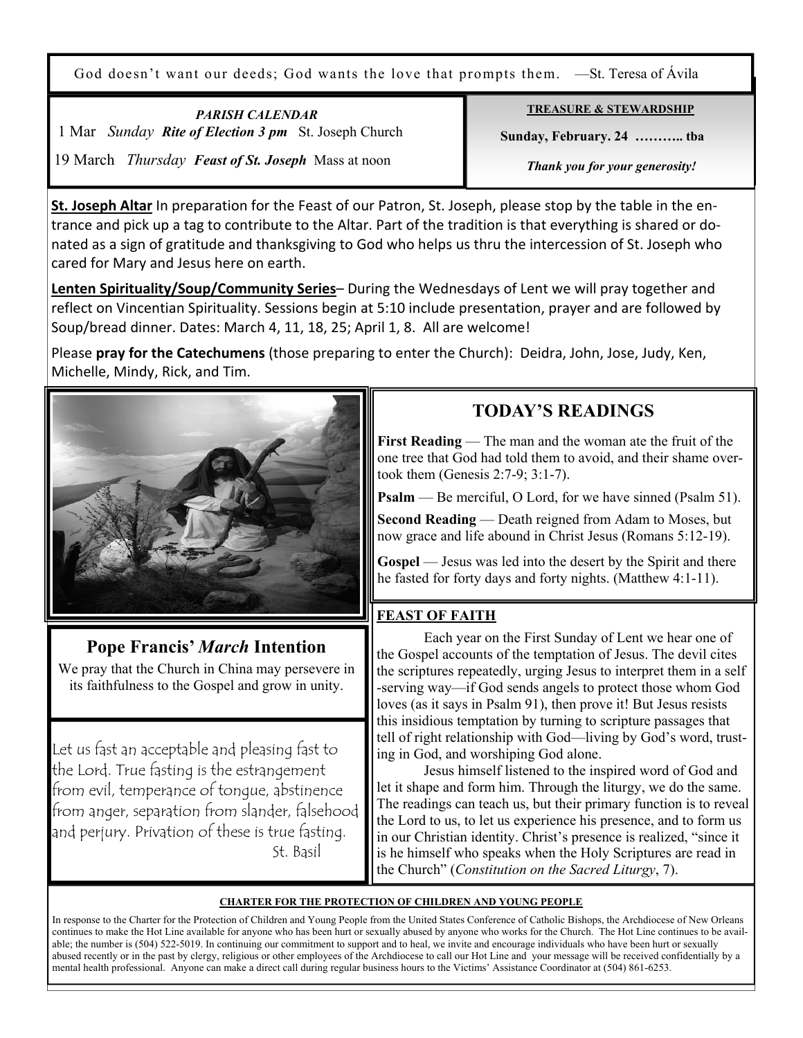God doesn't want our deeds; God wants the love that prompts them. —St. Teresa of Ávila

***PARISH CALENDAR***

1 Mar *Sunday* ***Rite of Election 3 pm*** St. Joseph Church

19 March *Thursday* ***Feast of St. Joseph*** Mass at noon

**TREASURE & STEWARDSHIP**

**Sunday, February. 24 ……….. tba**

***Thank you for your generosity!***

**St. Joseph Altar** In preparation for the Feast of our Patron, St. Joseph, please stop by the table in the entrance and pick up a tag to contribute to the Altar. Part of the tradition is that everything is shared or donated as a sign of gratitude and thanksgiving to God who helps us thru the intercession of St. Joseph who cared for Mary and Jesus here on earth.

**Lenten Spirituality/Soup/Community Series**– During the Wednesdays of Lent we will pray together and reflect on Vincentian Spirituality. Sessions begin at 5:10 include presentation, prayer and are followed by Soup/bread dinner. Dates: March 4, 11, 18, 25; April 1, 8. All are welcome!

Please **pray for the Catechumens** (those preparing to enter the Church): Deidra, John, Jose, Judy, Ken, Michelle, Mindy, Rick, and Tim.

## TODAY'S READINGS

**First Reading** — The man and the woman ate the fruit of the one tree that God had told them to avoid, and their shame overtook them (Genesis 2:7-9; 3:1-7).

**Psalm** — Be merciful, O Lord, for we have sinned (Psalm 51).

**Second Reading** — Death reigned from Adam to Moses, but now grace and life abound in Christ Jesus (Romans 5:12-19).

**Gospel** — Jesus was led into the desert by the Spirit and there he fasted for forty days and forty nights. (Matthew 4:1-11).

## Pope Francis' *March* Intention

We pray that the Church in China may persevere in its faithfulness to the Gospel and grow in unity.

Let us fast an acceptable and pleasing fast to the Lord. True fasting is the estrangement from evil, temperance of tongue, abstinence from anger, separation from slander, falsehood and perjury. Privation of these is true fasting.

St. Basil

**FEAST OF FAITH**

Each year on the First Sunday of Lent we hear one of the Gospel accounts of the temptation of Jesus. The devil cites the scriptures repeatedly, urging Jesus to interpret them in a self-serving way—if God sends angels to protect those whom God loves (as it says in Psalm 91), then prove it! But Jesus resists this insidious temptation by turning to scripture passages that tell of right relationship with God—living by God's word, trusting in God, and worshiping God alone.

Jesus himself listened to the inspired word of God and let it shape and form him. Through the liturgy, we do the same. The readings can teach us, but their primary function is to reveal the Lord to us, to let us experience his presence, and to form us in our Christian identity. Christ's presence is realized, "since it is he himself who speaks when the Holy Scriptures are read in the Church" (*Constitution on the Sacred Liturgy*, 7).

**CHARTER FOR THE PROTECTION OF CHILDREN AND YOUNG PEOPLE**

In response to the Charter for the Protection of Children and Young People from the United States Conference of Catholic Bishops, the Archdiocese of New Orleans continues to make the Hot Line available for anyone who has been hurt or sexually abused by anyone who works for the Church. The Hot Line continues to be available; the number is (504) 522-5019. In continuing our commitment to support and to heal, we invite and encourage individuals who have been hurt or sexually abused recently or in the past by clergy, religious or other employees of the Archdiocese to call our Hot Line and your message will be received confidentially by a mental health professional. Anyone can make a direct call during regular business hours to the Victims' Assistance Coordinator at (504) 861-6253.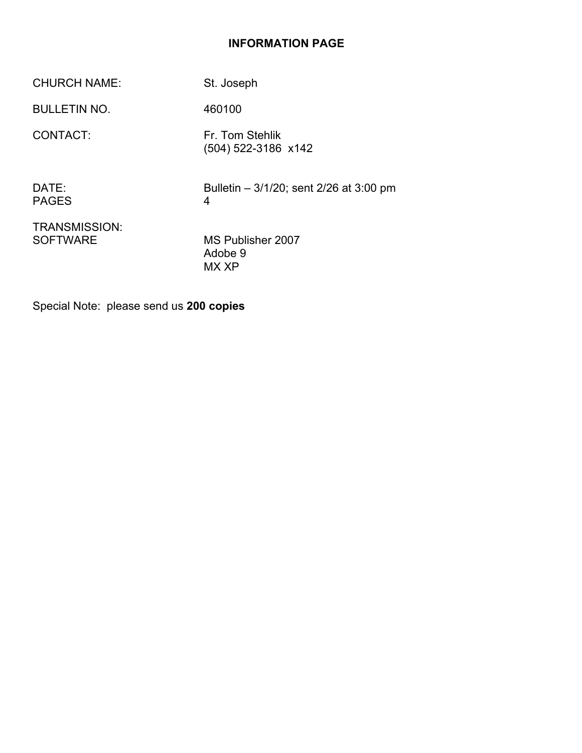# INFORMATION PAGE

| | |
|---|---|
| CHURCH NAME: | St. Joseph |
| BULLETIN NO. | 460100 |
| CONTACT: | Fr. Tom Stehlik<br>(504) 522-3186 x142 |
| DATE: | Bulletin – 3/1/20; sent 2/26 at 3:00 pm |
| PAGES | 4 |
| TRANSMISSION:<br>SOFTWARE | MS Publisher 2007<br>Adobe 9<br>MX XP |

Special Note: please send us **200 copies**